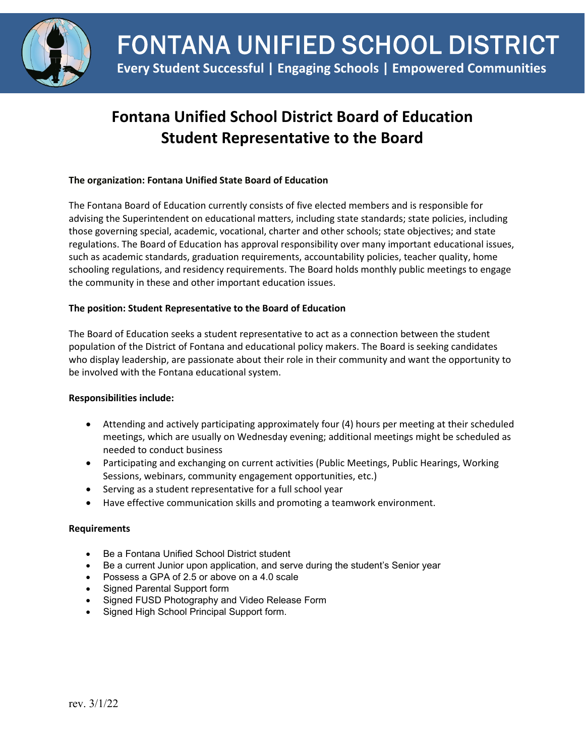# FONTANA UNIFIED SCHOOL DISTRICT

**Every Student Successful | Engaging Schools | Empowered Communities**

## Fontana Unified School District Board of Education
## Student Representative to the Board

**The organization: Fontana Unified State Board of Education**

The Fontana Board of Education currently consists of five elected members and is responsible for advising the Superintendent on educational matters, including state standards; state policies, including those governing special, academic, vocational, charter and other schools; state objectives; and state regulations. The Board of Education has approval responsibility over many important educational issues, such as academic standards, graduation requirements, accountability policies, teacher quality, home schooling regulations, and residency requirements. The Board holds monthly public meetings to engage the community in these and other important education issues.

**The position: Student Representative to the Board of Education**

The Board of Education seeks a student representative to act as a connection between the student population of the District of Fontana and educational policy makers. The Board is seeking candidates who display leadership, are passionate about their role in their community and want the opportunity to be involved with the Fontana educational system.

**Responsibilities include:**

- Attending and actively participating approximately four (4) hours per meeting at their scheduled meetings, which are usually on Wednesday evening; additional meetings might be scheduled as needed to conduct business
- Participating and exchanging on current activities (Public Meetings, Public Hearings, Working Sessions, webinars, community engagement opportunities, etc.)
- Serving as a student representative for a full school year
- Have effective communication skills and promoting a teamwork environment.

**Requirements**

- Be a Fontana Unified School District student
- Be a current Junior upon application, and serve during the student's Senior year
- Possess a GPA of 2.5 or above on a 4.0 scale
- Signed Parental Support form
- Signed FUSD Photography and Video Release Form
- Signed High School Principal Support form.

rev. 3/1/22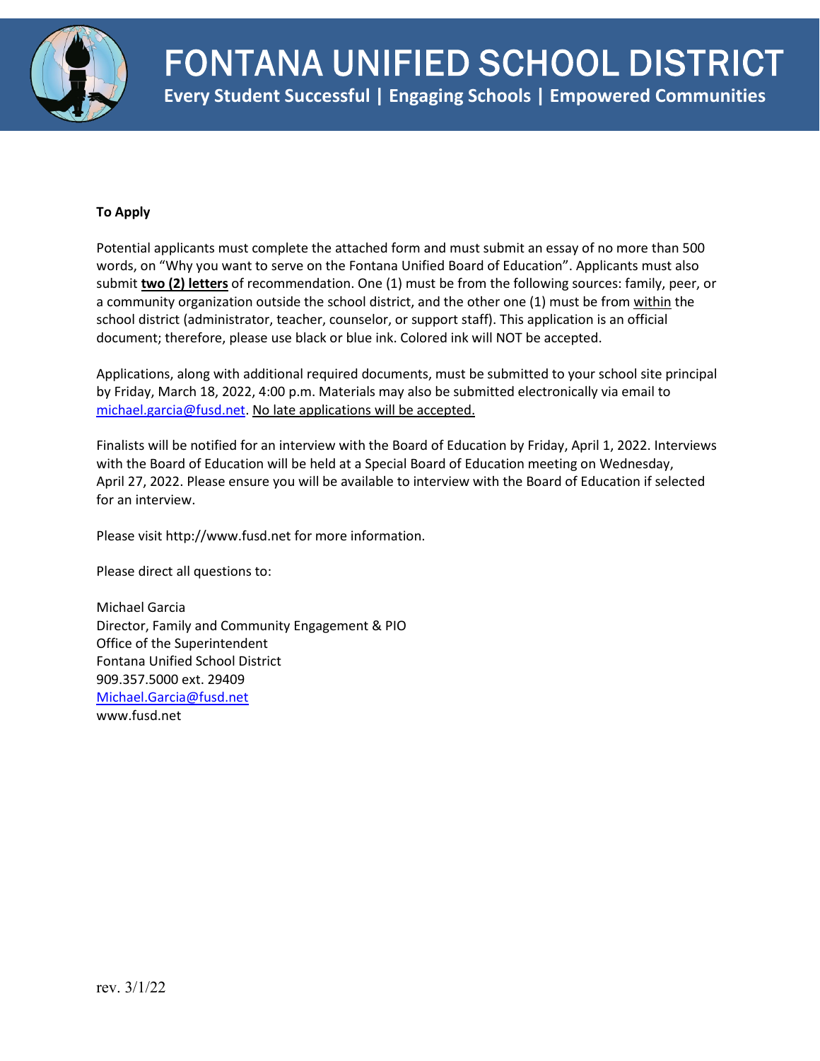**To Apply**

Potential applicants must complete the attached form and must submit an essay of no more than 500 words, on “Why you want to serve on the Fontana Unified Board of Education”. Applicants must also submit **two (2) letters** of recommendation. One (1) must be from the following sources: family, peer, or a community organization outside the school district, and the other one (1) must be from within the school district (administrator, teacher, counselor, or support staff). This application is an official document; therefore, please use black or blue ink. Colored ink will NOT be accepted.

Applications, along with additional required documents, must be submitted to your school site principal by Friday, March 18, 2022, 4:00 p.m. Materials may also be submitted electronically via email to michael.garcia@fusd.net. No late applications will be accepted.

Finalists will be notified for an interview with the Board of Education by Friday, April 1, 2022. Interviews with the Board of Education will be held at a Special Board of Education meeting on Wednesday, April 27, 2022. Please ensure you will be available to interview with the Board of Education if selected for an interview.

Please visit http://www.fusd.net for more information.

Please direct all questions to:

Michael Garcia
Director, Family and Community Engagement & PIO
Office of the Superintendent
Fontana Unified School District
909.357.5000 ext. 29409
Michael.Garcia@fusd.net
www.fusd.net

rev. 3/1/22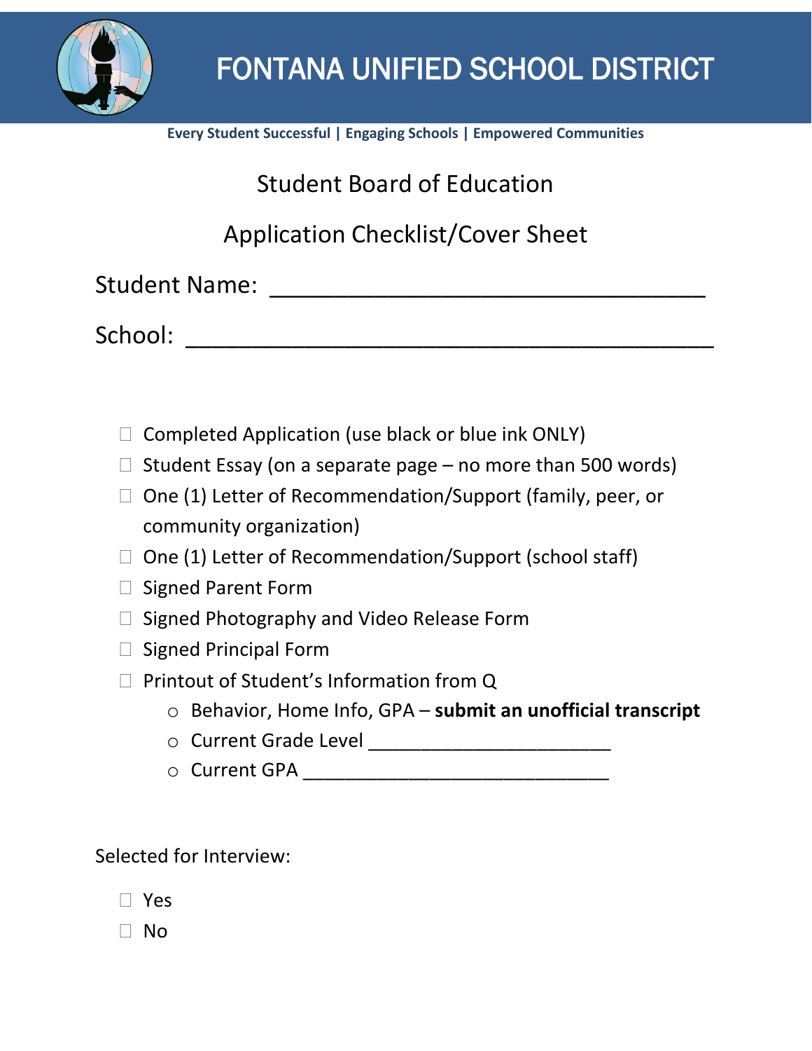# FONTANA UNIFIED SCHOOL DISTRICT

**Every Student Successful | Engaging Schools | Empowered Communities**

## Student Board of Education

## Application Checklist/Cover Sheet

Student Name: ________________________________

School: ______________________________________

- ☐ Completed Application (use black or blue ink ONLY)
- ☐ Student Essay (on a separate page – no more than 500 words)
- ☐ One (1) Letter of Recommendation/Support (family, peer, or community organization)
- ☐ One (1) Letter of Recommendation/Support (school staff)
- ☐ Signed Parent Form
- ☐ Signed Photography and Video Release Form
- ☐ Signed Principal Form
- ☐ Printout of Student's Information from Q
  - Behavior, Home Info, GPA – **submit an unofficial transcript**
  - Current Grade Level ______________________
  - Current GPA ____________________________

Selected for Interview:

- ☐ Yes
- ☐ No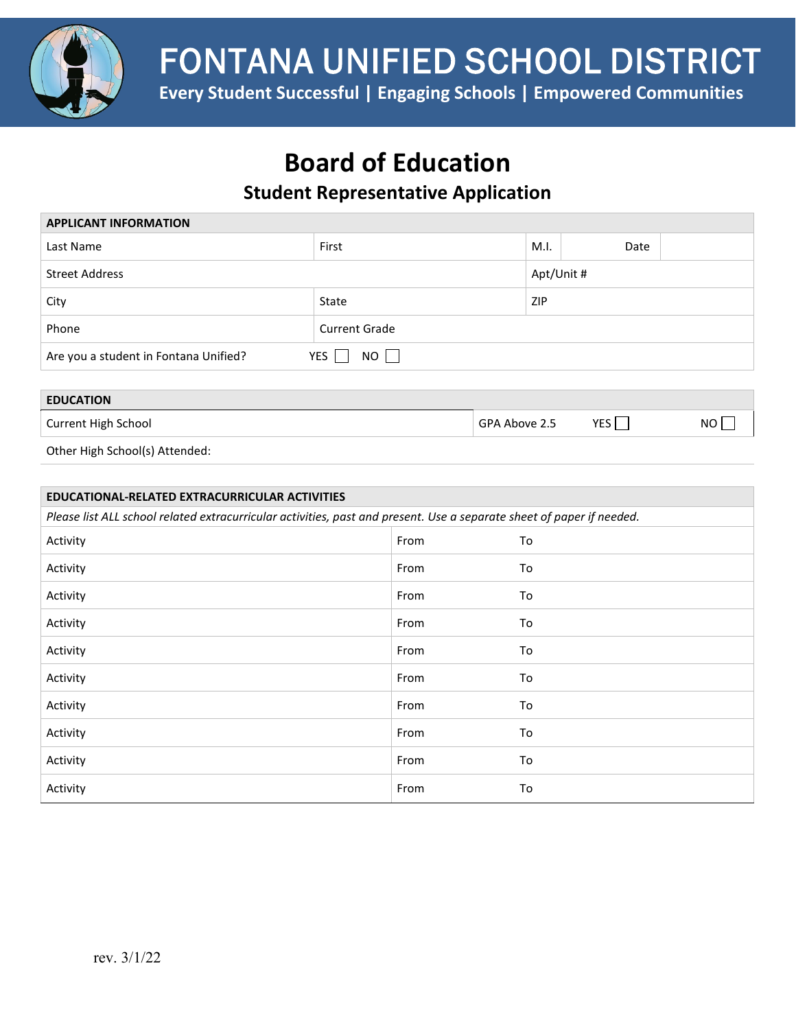# FONTANA UNIFIED SCHOOL DISTRICT

**Every Student Successful | Engaging Schools | Empowered Communities**

# Board of Education

## Student Representative Application

| APPLICANT INFORMATION | | | | |
|---|---|---|---|---|
| Last Name | First | M.I. | Date | |
| Street Address | | Apt/Unit # | | |
| City | State | ZIP | | |
| Phone | Current Grade | | | |
| Are you a student in Fontana Unified? YES ☐ NO ☐ | | | | |

| EDUCATION | | | |
|---|---|---|---|
| Current High School | GPA Above 2.5 | YES ☐ | NO ☐ |
| Other High School(s) Attended: | | | |

| EDUCATIONAL-RELATED EXTRACURRICULAR ACTIVITIES | | |
|---|---|---|
| *Please list ALL school related extracurricular activities, past and present. Use a separate sheet of paper if needed.* | | |
| Activity | From | To |
| Activity | From | To |
| Activity | From | To |
| Activity | From | To |
| Activity | From | To |
| Activity | From | To |
| Activity | From | To |
| Activity | From | To |
| Activity | From | To |
| Activity | From | To |

rev. 3/1/22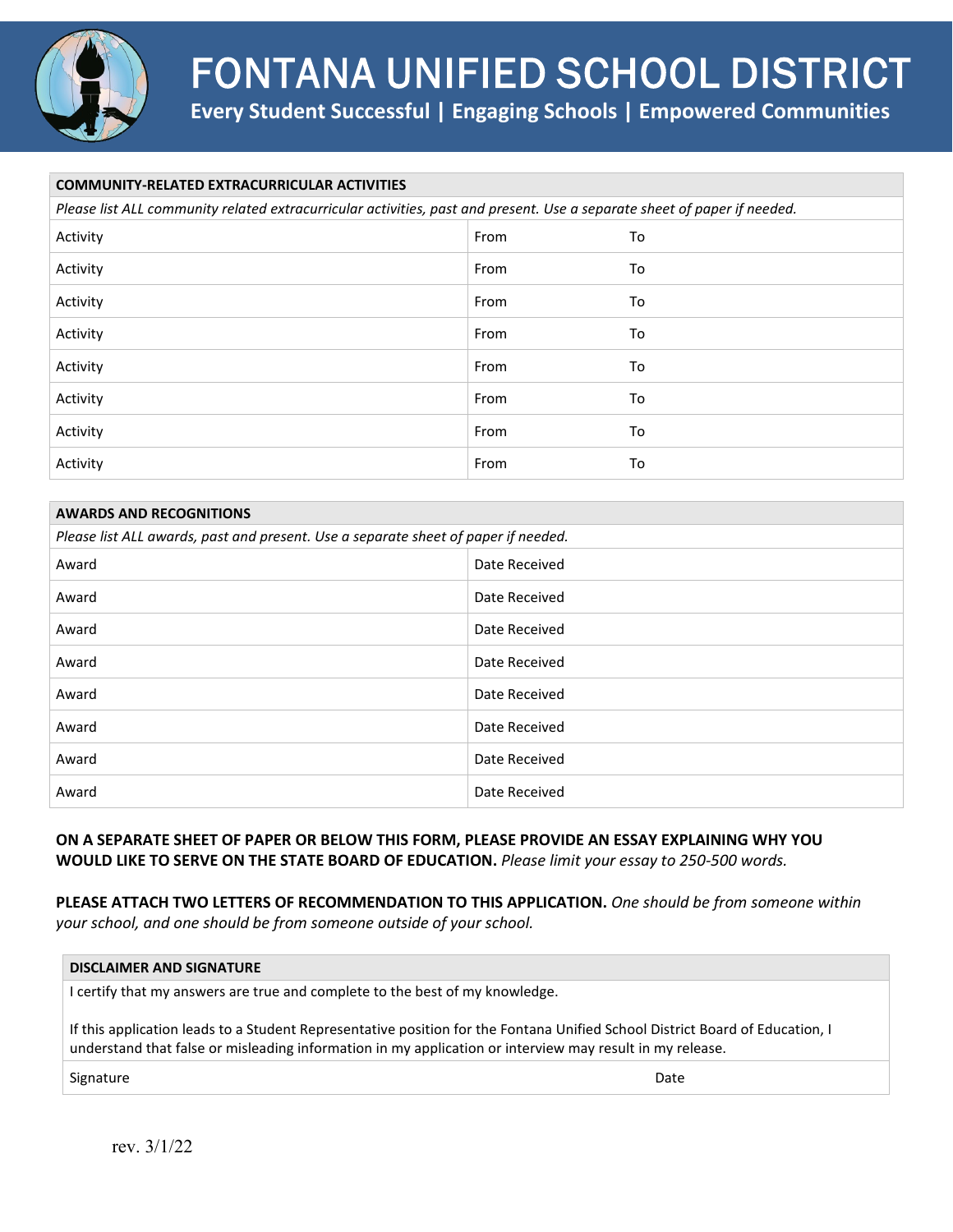# FONTANA UNIFIED SCHOOL DISTRICT

**Every Student Successful | Engaging Schools | Empowered Communities**

| COMMUNITY-RELATED EXTRACURRICULAR ACTIVITIES | | |
|---|---|---|
| *Please list ALL community related extracurricular activities, past and present. Use a separate sheet of paper if needed.* | | |
| Activity | From | To |
| Activity | From | To |
| Activity | From | To |
| Activity | From | To |
| Activity | From | To |
| Activity | From | To |
| Activity | From | To |
| Activity | From | To |

| AWARDS AND RECOGNITIONS | |
|---|---|
| *Please list ALL awards, past and present. Use a separate sheet of paper if needed.* | |
| Award | Date Received |
| Award | Date Received |
| Award | Date Received |
| Award | Date Received |
| Award | Date Received |
| Award | Date Received |
| Award | Date Received |
| Award | Date Received |

**ON A SEPARATE SHEET OF PAPER OR BELOW THIS FORM, PLEASE PROVIDE AN ESSAY EXPLAINING WHY YOU WOULD LIKE TO SERVE ON THE STATE BOARD OF EDUCATION.** *Please limit your essay to 250-500 words.*

**PLEASE ATTACH TWO LETTERS OF RECOMMENDATION TO THIS APPLICATION.** *One should be from someone within your school, and one should be from someone outside of your school.*

| DISCLAIMER AND SIGNATURE | |
|---|---|
| I certify that my answers are true and complete to the best of my knowledge.<br><br>If this application leads to a Student Representative position for the Fontana Unified School District Board of Education, I understand that false or misleading information in my application or interview may result in my release. | |
| Signature | Date |

rev. 3/1/22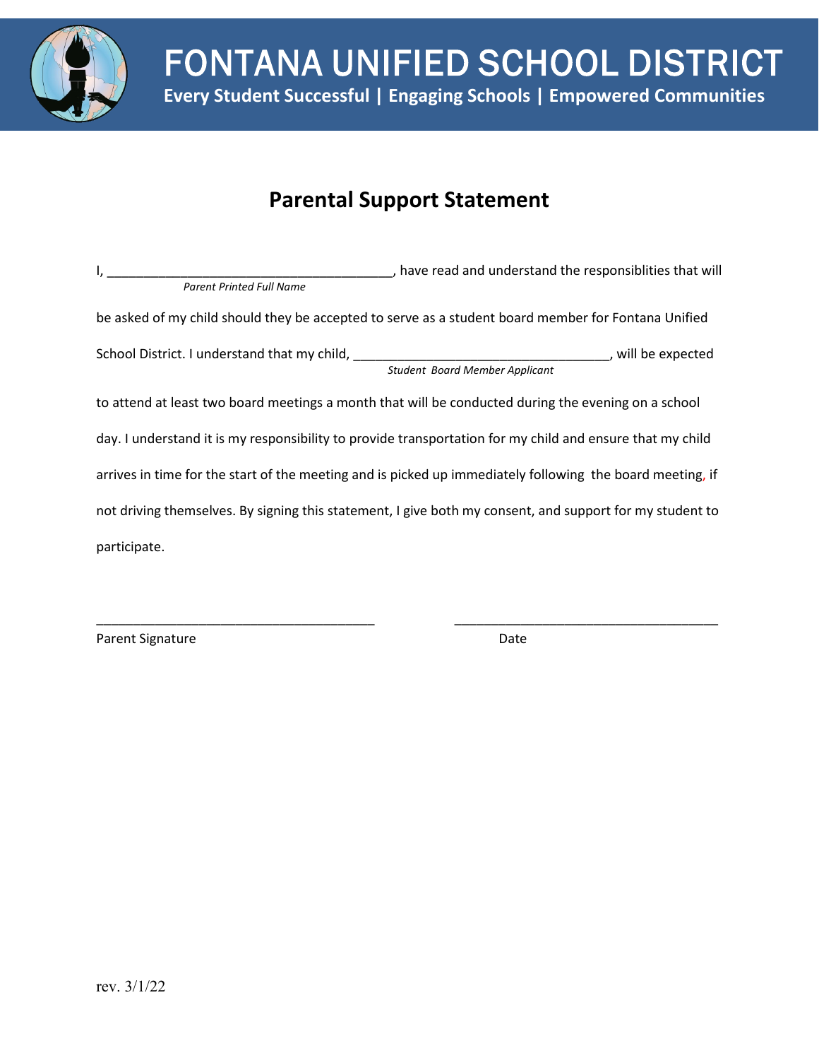# FONTANA UNIFIED SCHOOL DISTRICT

**Every Student Successful | Engaging Schools | Empowered Communities**

## Parental Support Statement

I, ________________________________________, have read and understand the responsiblities that will
*Parent Printed Full Name*

be asked of my child should they be accepted to serve as a student board member for Fontana Unified School District. I understand that my child, ____________________________________, will be expected
*Student Board Member Applicant*

to attend at least two board meetings a month that will be conducted during the evening on a school day. I understand it is my responsibility to provide transportation for my child and ensure that my child arrives in time for the start of the meeting and is picked up immediately following the board meeting, if not driving themselves. By signing this statement, I give both my consent, and support for my student to participate.

________________________________________ ______________________________________

Parent Signature Date

rev. 3/1/22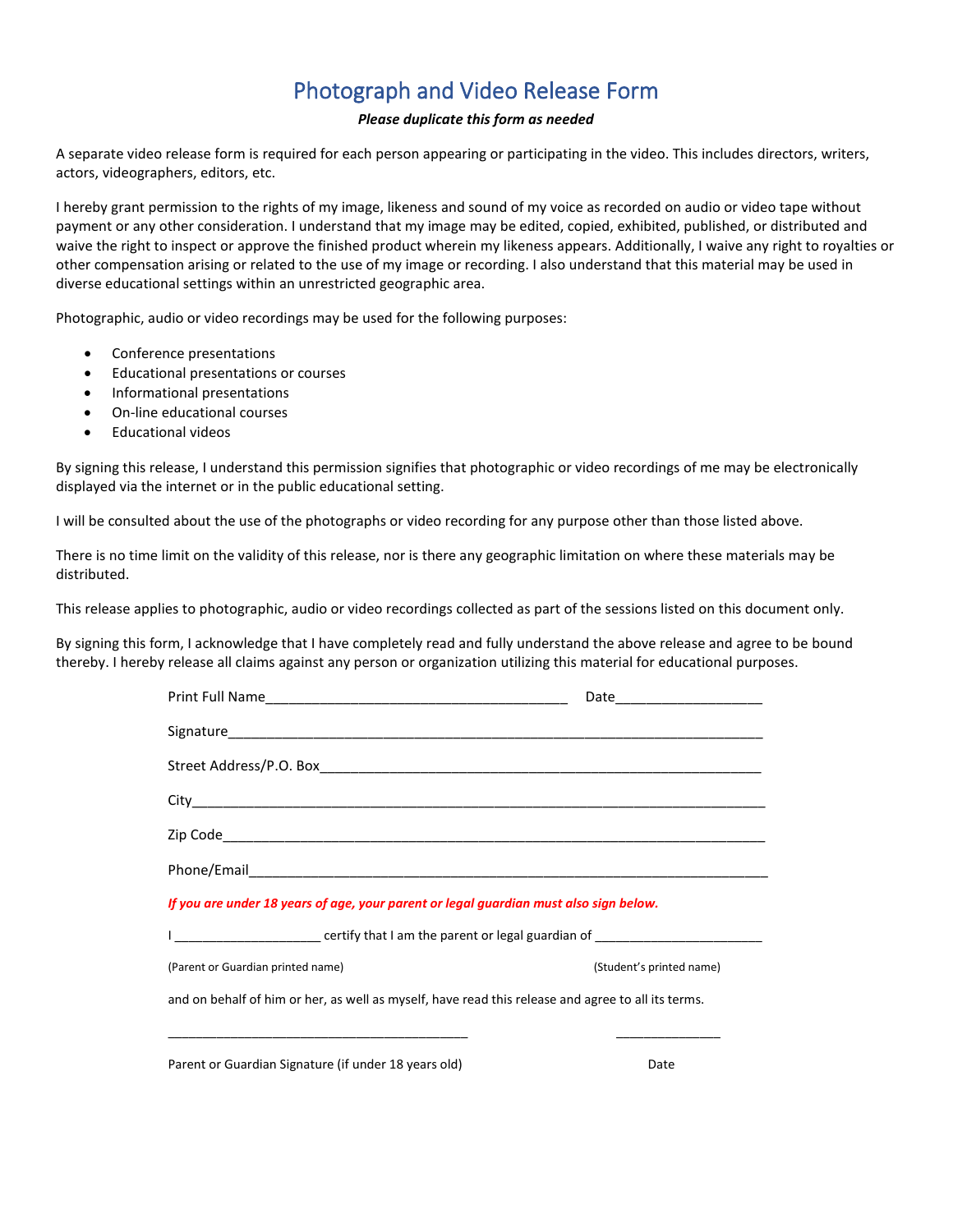# Photograph and Video Release Form

***Please duplicate this form as needed***

A separate video release form is required for each person appearing or participating in the video. This includes directors, writers, actors, videographers, editors, etc.

I hereby grant permission to the rights of my image, likeness and sound of my voice as recorded on audio or video tape without payment or any other consideration. I understand that my image may be edited, copied, exhibited, published, or distributed and waive the right to inspect or approve the finished product wherein my likeness appears. Additionally, I waive any right to royalties or other compensation arising or related to the use of my image or recording. I also understand that this material may be used in diverse educational settings within an unrestricted geographic area.

Photographic, audio or video recordings may be used for the following purposes:

- Conference presentations
- Educational presentations or courses
- Informational presentations
- On-line educational courses
- Educational videos

By signing this release, I understand this permission signifies that photographic or video recordings of me may be electronically displayed via the internet or in the public educational setting.

I will be consulted about the use of the photographs or video recording for any purpose other than those listed above.

There is no time limit on the validity of this release, nor is there any geographic limitation on where these materials may be distributed.

This release applies to photographic, audio or video recordings collected as part of the sessions listed on this document only.

By signing this form, I acknowledge that I have completely read and fully understand the above release and agree to be bound thereby. I hereby release all claims against any person or organization utilizing this material for educational purposes.

Print Full Name_______________________________________ Date___________________

Signature______________________________________________________________________

Street Address/P.O. Box__________________________________________________________

City___________________________________________________________________________

Zip Code_______________________________________________________________________

Phone/Email____________________________________________________________________

***If you are under 18 years of age, your parent or legal guardian must also sign below.***

I ____________________ certify that I am the parent or legal guardian of _______________________

(Parent or Guardian printed name) (Student's printed name)

and on behalf of him or her, as well as myself, have read this release and agree to all its terms.

__________________________________________ ______________

Parent or Guardian Signature (if under 18 years old) Date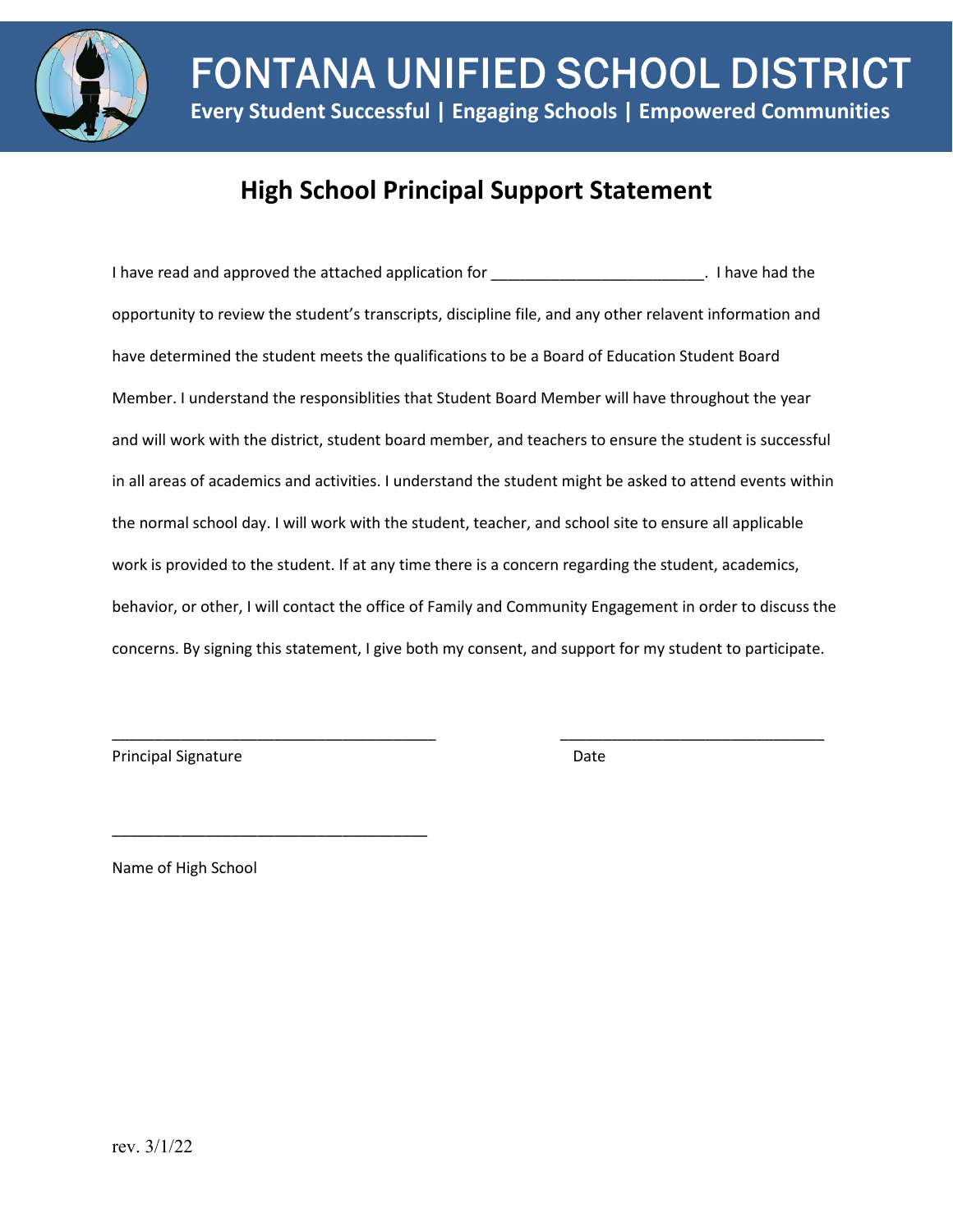# FONTANA UNIFIED SCHOOL DISTRICT

**Every Student Successful | Engaging Schools | Empowered Communities**

## High School Principal Support Statement

I have read and approved the attached application for _________________________. I have had the opportunity to review the student's transcripts, discipline file, and any other relavent information and have determined the student meets the qualifications to be a Board of Education Student Board Member. I understand the responsiblities that Student Board Member will have throughout the year and will work with the district, student board member, and teachers to ensure the student is successful in all areas of academics and activities. I understand the student might be asked to attend events within the normal school day. I will work with the student, teacher, and school site to ensure all applicable work is provided to the student. If at any time there is a concern regarding the student, academics, behavior, or other, I will contact the office of Family and Community Engagement in order to discuss the concerns. By signing this statement, I give both my consent, and support for my student to participate.

______________________________________ ______________________________

Principal Signature Date

_____________________________________

Name of High School

rev. 3/1/22